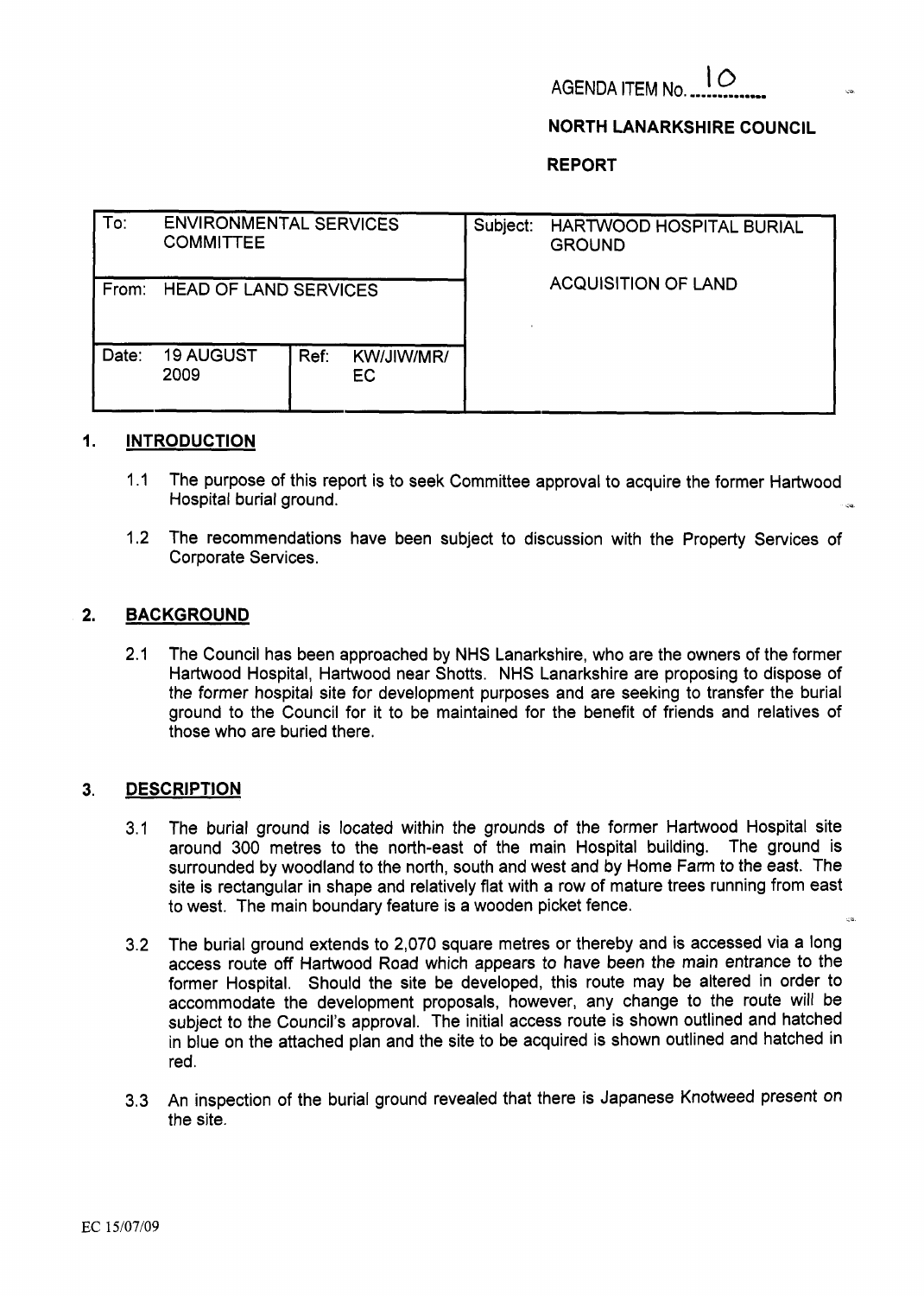AGENDA ITEM No. 10

**NORTH LANARKSHIRE COUNCIL**

**REPORT**

| To: ENVIRONMENTAL SERVICES COMMITTEE | | Subject: HARTWOOD HOSPITAL BURIAL GROUND |
|---|---|---|
| From: HEAD OF LAND SERVICES | | ACQUISITION OF LAND |
| Date: 19 AUGUST 2009 | Ref: KW/JIW/MR/EC | |

## 1. INTRODUCTION

1.1 The purpose of this report is to seek Committee approval to acquire the former Hartwood Hospital burial ground.

1.2 The recommendations have been subject to discussion with the Property Services of Corporate Services.

## 2. BACKGROUND

2.1 The Council has been approached by NHS Lanarkshire, who are the owners of the former Hartwood Hospital, Hartwood near Shotts. NHS Lanarkshire are proposing to dispose of the former hospital site for development purposes and are seeking to transfer the burial ground to the Council for it to be maintained for the benefit of friends and relatives of those who are buried there.

## 3. DESCRIPTION

3.1 The burial ground is located within the grounds of the former Hartwood Hospital site around 300 metres to the north-east of the main Hospital building. The ground is surrounded by woodland to the north, south and west and by Home Farm to the east. The site is rectangular in shape and relatively flat with a row of mature trees running from east to west. The main boundary feature is a wooden picket fence.

3.2 The burial ground extends to 2,070 square metres or thereby and is accessed via a long access route off Hartwood Road which appears to have been the main entrance to the former Hospital. Should the site be developed, this route may be altered in order to accommodate the development proposals, however, any change to the route will be subject to the Council's approval. The initial access route is shown outlined and hatched in blue on the attached plan and the site to be acquired is shown outlined and hatched in red.

3.3 An inspection of the burial ground revealed that there is Japanese Knotweed present on the site.

EC 15/07/09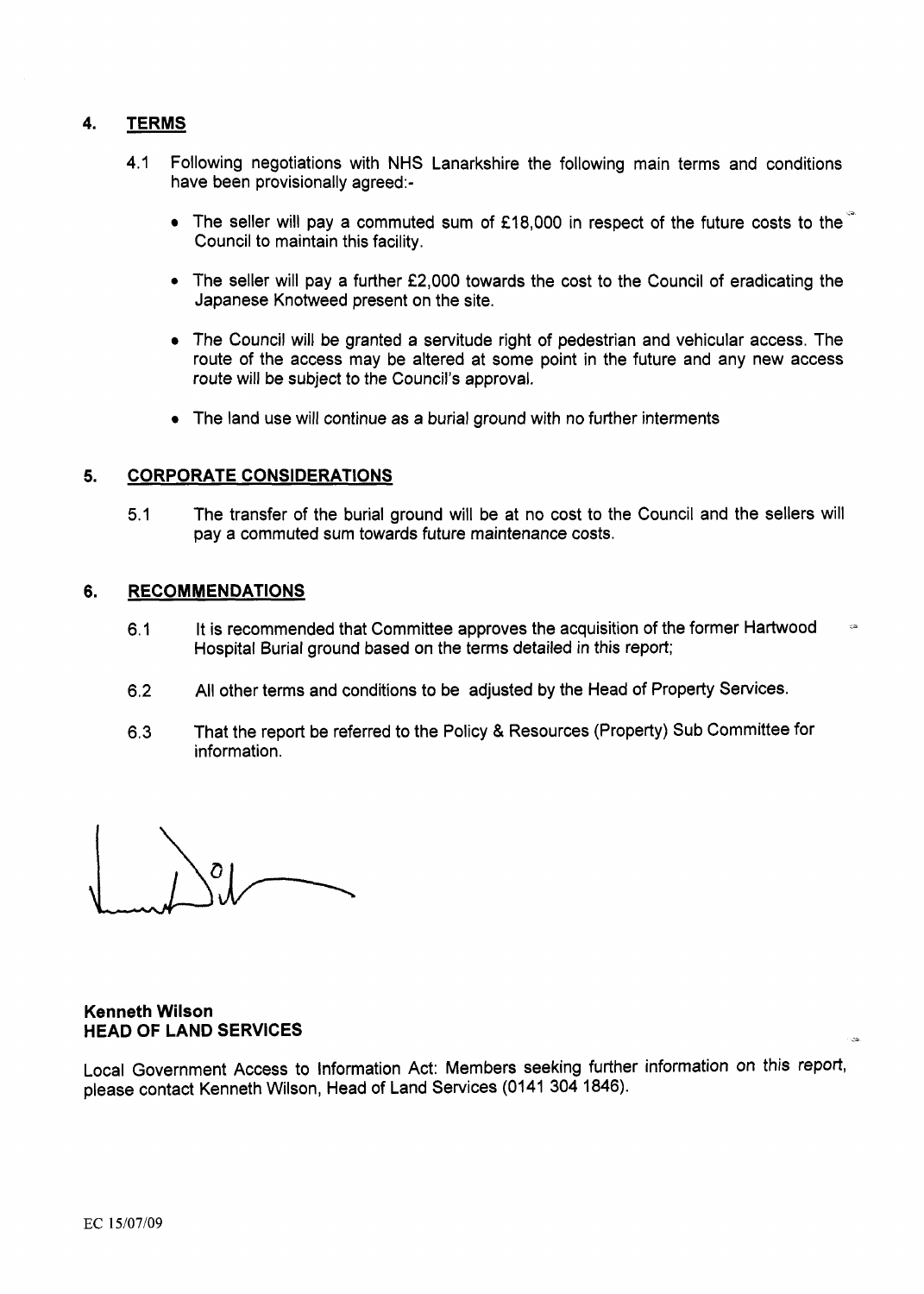## 4. TERMS

4.1 Following negotiations with NHS Lanarkshire the following main terms and conditions have been provisionally agreed:-

- The seller will pay a commuted sum of £18,000 in respect of the future costs to the Council to maintain this facility.
- The seller will pay a further £2,000 towards the cost to the Council of eradicating the Japanese Knotweed present on the site.
- The Council will be granted a servitude right of pedestrian and vehicular access. The route of the access may be altered at some point in the future and any new access route will be subject to the Council's approval.
- The land use will continue as a burial ground with no further interments

## 5. CORPORATE CONSIDERATIONS

5.1 The transfer of the burial ground will be at no cost to the Council and the sellers will pay a commuted sum towards future maintenance costs.

## 6. RECOMMENDATIONS

6.1 It is recommended that Committee approves the acquisition of the former Hartwood Hospital Burial ground based on the terms detailed in this report;

6.2 All other terms and conditions to be adjusted by the Head of Property Services.

6.3 That the report be referred to the Policy & Resources (Property) Sub Committee for information.

**Kenneth Wilson**
**HEAD OF LAND SERVICES**

Local Government Access to Information Act: Members seeking further information on this report, please contact Kenneth Wilson, Head of Land Services (0141 304 1846).

EC 15/07/09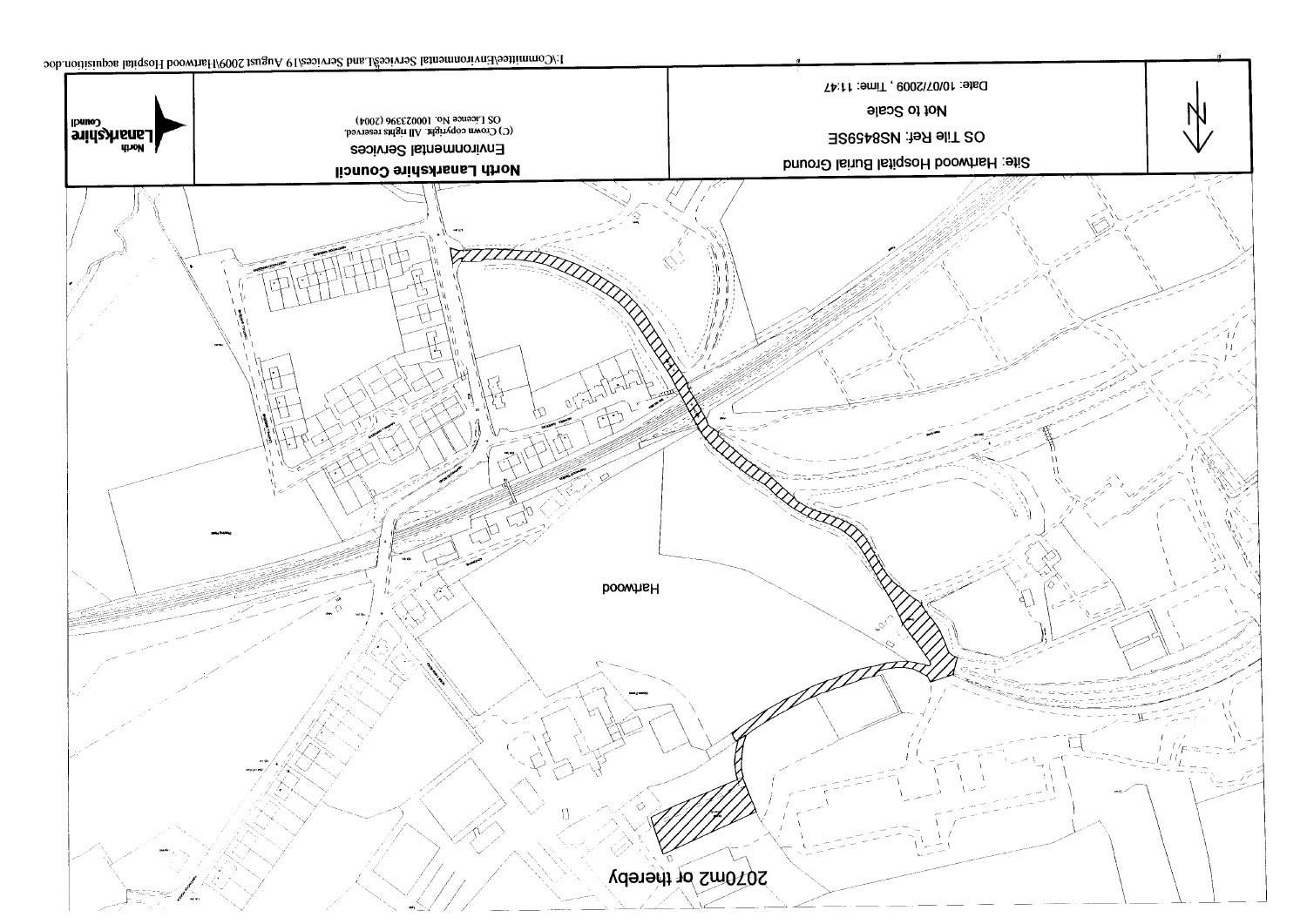I:\Committee\Environmental Services\Land Services\19 August 2009\Hartwood Hospital acquisition.doc

**North Lanarkshire Council**

Environmental Services

(C) Crown copyright. All rights reserved.
OS Licence No. 100023396 (2004)

North Lanarkshire Council

Site: Hartwood Hospital Burial Ground

OS Tile Ref: NS8459SE

Not to Scale

Date: 10/07/2009 , Time: 11:47

N

Hartwood

2070m2 or thereby